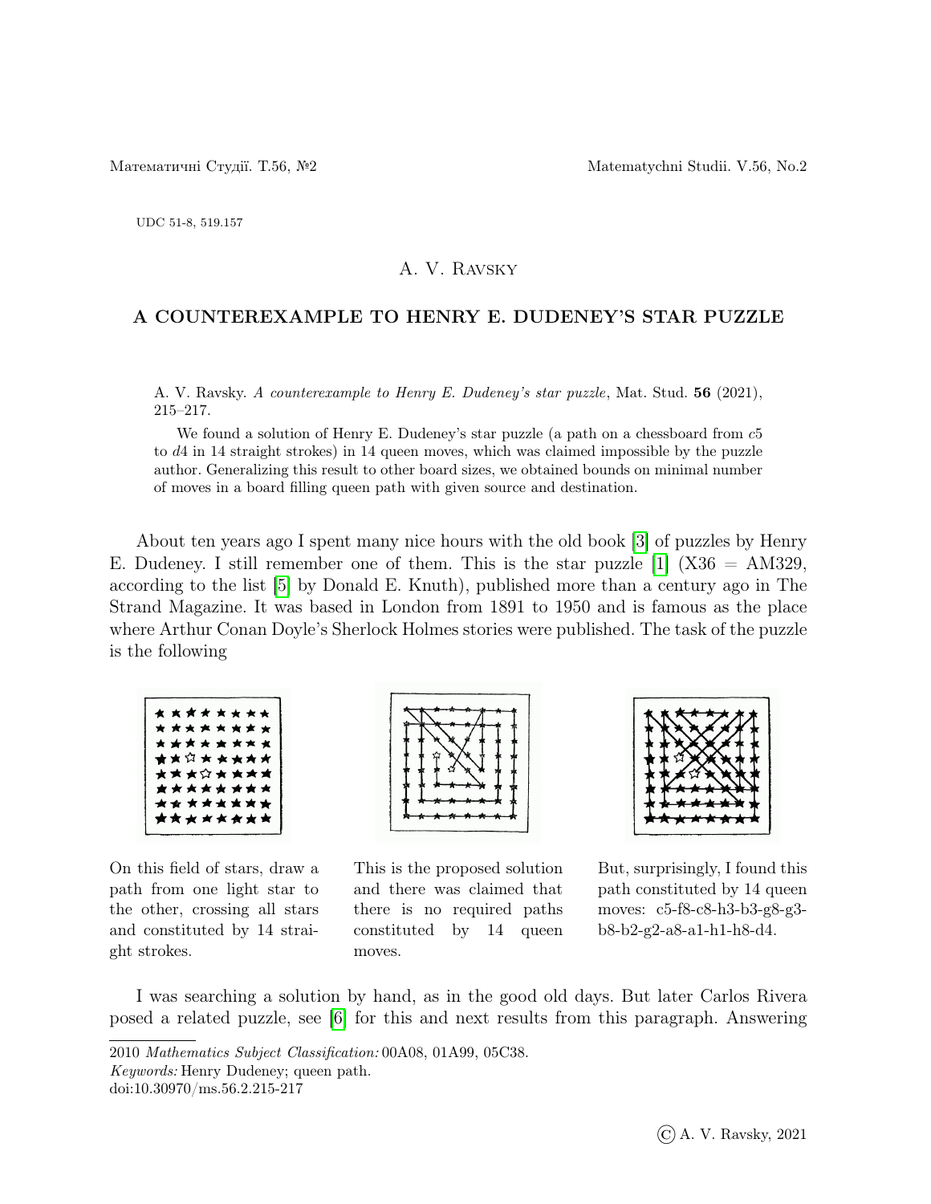UDC 51-8, 519.157

A. V. Ravsky

# A COUNTEREXAMPLE TO HENRY E. DUDENEY'S STAR PUZZLE

A. V. Ravsky. *A counterexample to Henry E. Dudeney's star puzzle*, Mat. Stud. **56** (2021), 215–217.

We found a solution of Henry E. Dudeney's star puzzle (a path on a chessboard from $c5$ to $d4$ in 14 straight strokes) in 14 queen moves, which was claimed impossible by the puzzle author. Generalizing this result to other board sizes, we obtained bounds on minimal number of moves in a board filling queen path with given source and destination.

About ten years ago I spent many nice hours with the old book [3] of puzzles by Henry E. Dudeney. I still remember one of them. This is the star puzzle [1] (X36 = AM329, according to the list [5] by Donald E. Knuth), published more than a century ago in The Strand Magazine. It was based in London from 1891 to 1950 and is famous as the place where Arthur Conan Doyle's Sherlock Holmes stories were published. The task of the puzzle is the following

On this field of stars, draw a path from one light star to the other, crossing all stars and constituted by 14 straight strokes.

This is the proposed solution and there was claimed that there is no required paths constituted by 14 queen moves.

But, surprisingly, I found this path constituted by 14 queen moves: c5-f8-c8-h3-b3-g8-g3-b8-b2-g2-a8-a1-h1-h8-d4.

I was searching a solution by hand, as in the good old days. But later Carlos Rivera posed a related puzzle, see [6] for this and next results from this paragraph. Answering

2010 *Mathematics Subject Classification:* 00A08, 01A99, 05C38.
*Keywords:* Henry Dudeney; queen path.
doi:10.30970/ms.56.2.215-217

© A. V. Ravsky, 2021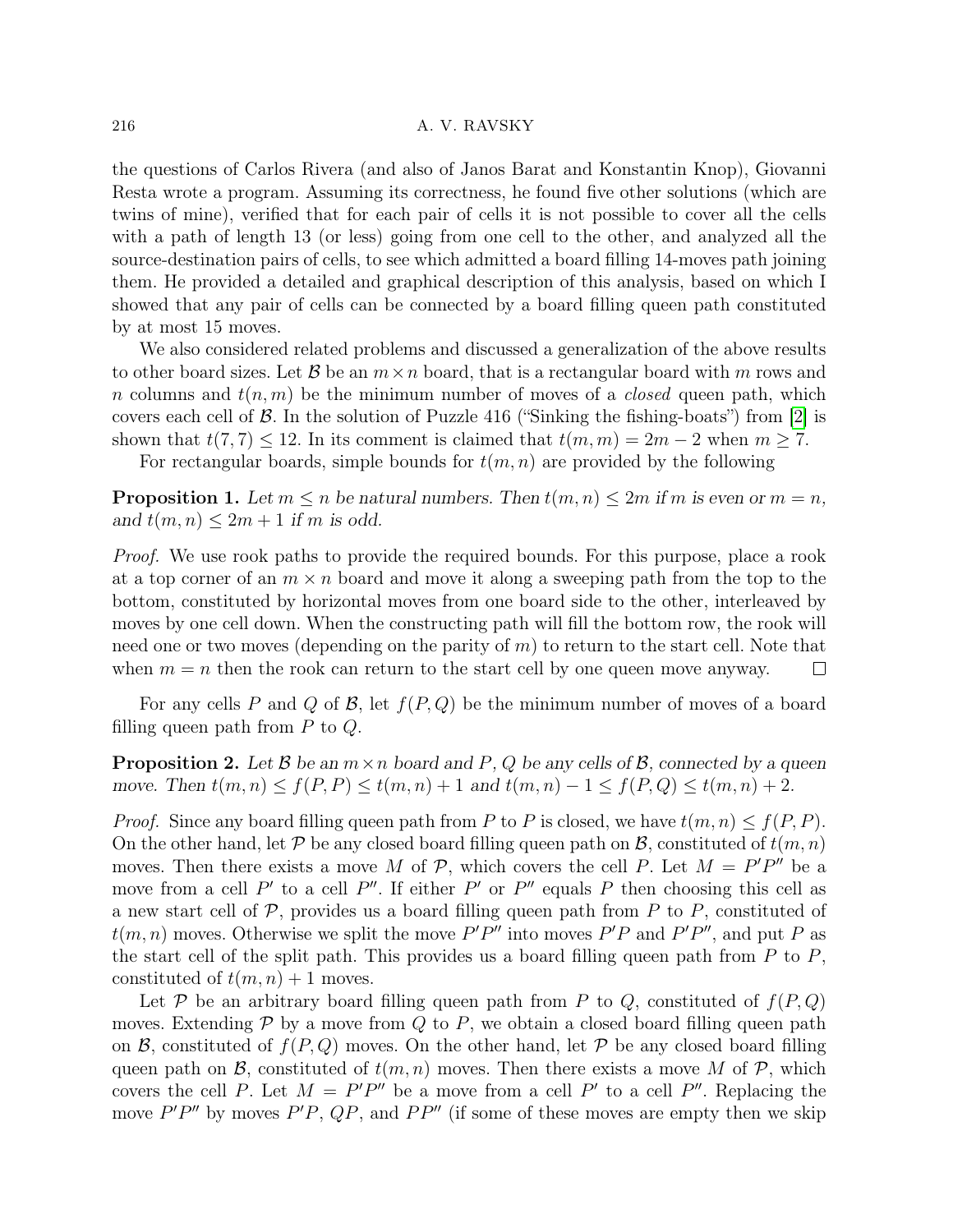the questions of Carlos Rivera (and also of Janos Barat and Konstantin Knop), Giovanni Resta wrote a program. Assuming its correctness, he found five other solutions (which are twins of mine), verified that for each pair of cells it is not possible to cover all the cells with a path of length 13 (or less) going from one cell to the other, and analyzed all the source-destination pairs of cells, to see which admitted a board filling 14-moves path joining them. He provided a detailed and graphical description of this analysis, based on which I showed that any pair of cells can be connected by a board filling queen path constituted by at most 15 moves.

We also considered related problems and discussed a generalization of the above results to other board sizes. Let $\mathcal{B}$ be an $m \times n$ board, that is a rectangular board with $m$ rows and $n$ columns and $t(n, m)$ be the minimum number of moves of a *closed* queen path, which covers each cell of $\mathcal{B}$. In the solution of Puzzle 416 ("Sinking the fishing-boats") from [2] is shown that $t(7, 7) \leq 12$. In its comment is claimed that $t(m, m) = 2m - 2$ when $m \geq 7$.

For rectangular boards, simple bounds for $t(m, n)$ are provided by the following

**Proposition 1.** *Let $m \leq n$ be natural numbers. Then $t(m, n) \leq 2m$ if $m$ is even or $m = n$, and $t(m, n) \leq 2m + 1$ if $m$ is odd.*

*Proof.* We use rook paths to provide the required bounds. For this purpose, place a rook at a top corner of an $m \times n$ board and move it along a sweeping path from the top to the bottom, constituted by horizontal moves from one board side to the other, interleaved by moves by one cell down. When the constructing path will fill the bottom row, the rook will need one or two moves (depending on the parity of $m$) to return to the start cell. Note that when $m = n$ then the rook can return to the start cell by one queen move anyway. $\square$

For any cells $P$ and $Q$ of $\mathcal{B}$, let $f(P, Q)$ be the minimum number of moves of a board filling queen path from $P$ to $Q$.

**Proposition 2.** *Let $\mathcal{B}$ be an $m \times n$ board and $P$, $Q$ be any cells of $\mathcal{B}$, connected by a queen move. Then $t(m, n) \leq f(P, P) \leq t(m, n) + 1$ and $t(m, n) - 1 \leq f(P, Q) \leq t(m, n) + 2$.*

*Proof.* Since any board filling queen path from $P$ to $P$ is closed, we have $t(m, n) \leq f(P, P)$. On the other hand, let $\mathcal{P}$ be any closed board filling queen path on $\mathcal{B}$, constituted of $t(m, n)$ moves. Then there exists a move $M$ of $\mathcal{P}$, which covers the cell $P$. Let $M = P'P''$ be a move from a cell $P'$ to a cell $P''$. If either $P'$ or $P''$ equals $P$ then choosing this cell as a new start cell of $\mathcal{P}$, provides us a board filling queen path from $P$ to $P$, constituted of $t(m, n)$ moves. Otherwise we split the move $P'P''$ into moves $P'P$ and $P'P''$, and put $P$ as the start cell of the split path. This provides us a board filling queen path from $P$ to $P$, constituted of $t(m, n) + 1$ moves.

Let $\mathcal{P}$ be an arbitrary board filling queen path from $P$ to $Q$, constituted of $f(P, Q)$ moves. Extending $\mathcal{P}$ by a move from $Q$ to $P$, we obtain a closed board filling queen path on $\mathcal{B}$, constituted of $f(P, Q)$ moves. On the other hand, let $\mathcal{P}$ be any closed board filling queen path on $\mathcal{B}$, constituted of $t(m, n)$ moves. Then there exists a move $M$ of $\mathcal{P}$, which covers the cell $P$. Let $M = P'P''$ be a move from a cell $P'$ to a cell $P''$. Replacing the move $P'P''$ by moves $P'P$, $QP$, and $PP''$ (if some of these moves are empty then we skip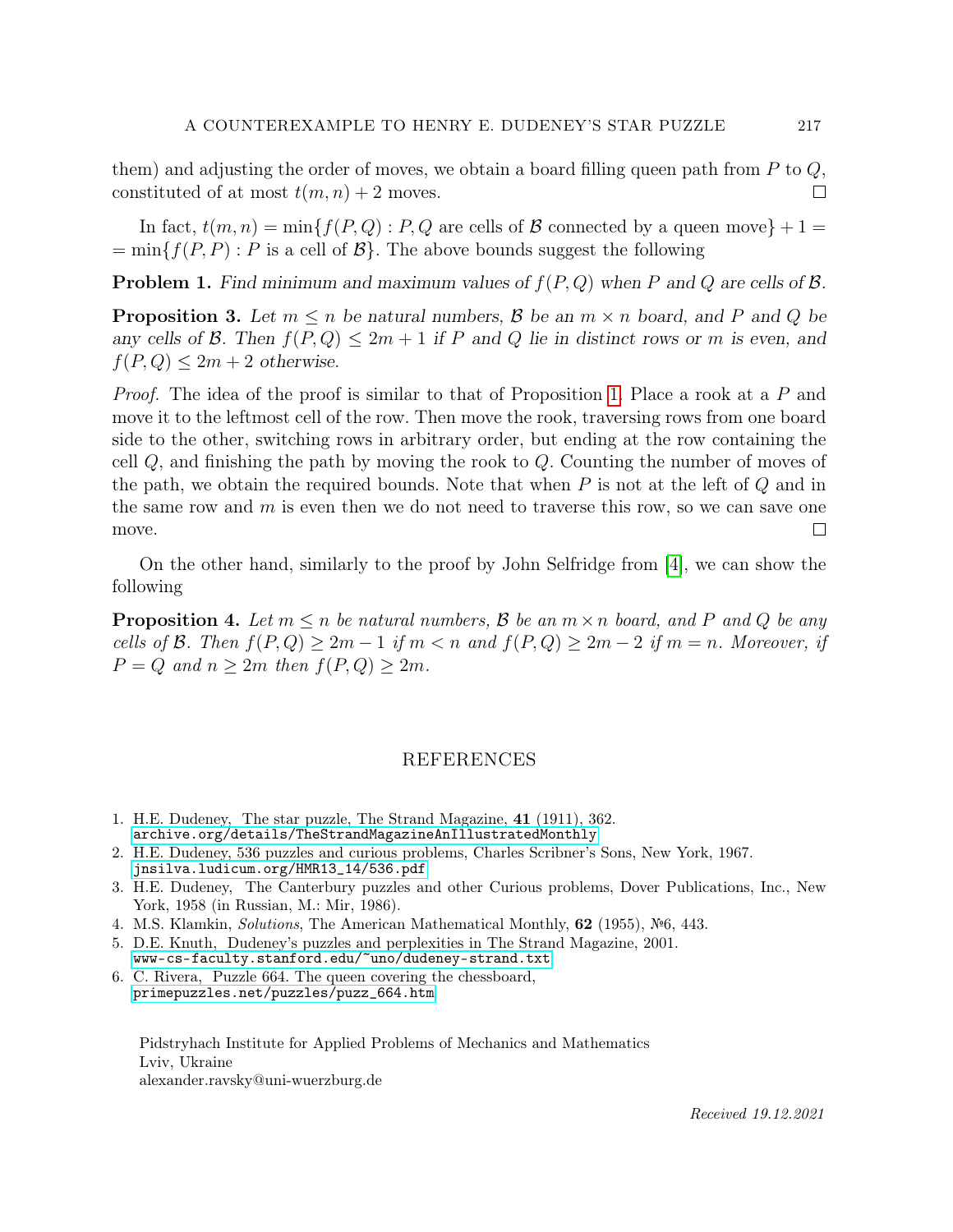them) and adjusting the order of moves, we obtain a board filling queen path from $P$ to $Q$, constituted of at most $t(m,n)+2$ moves. □

In fact, $t(m,n) = \min\{f(P,Q) : P, Q \text{ are cells of } \mathcal{B} \text{ connected by a queen move}\} + 1 = \min\{f(P,P) : P \text{ is a cell of } \mathcal{B}\}$. The above bounds suggest the following

**Problem 1.** *Find minimum and maximum values of $f(P,Q)$ when $P$ and $Q$ are cells of $\mathcal{B}$.*

**Proposition 3.** *Let $m \le n$ be natural numbers, $\mathcal{B}$ be an $m \times n$ board, and $P$ and $Q$ be any cells of $\mathcal{B}$. Then $f(P,Q) \le 2m+1$ if $P$ and $Q$ lie in distinct rows or $m$ is even, and $f(P,Q) \le 2m+2$ otherwise.*

*Proof.* The idea of the proof is similar to that of Proposition 1. Place a rook at a $P$ and move it to the leftmost cell of the row. Then move the rook, traversing rows from one board side to the other, switching rows in arbitrary order, but ending at the row containing the cell $Q$, and finishing the path by moving the rook to $Q$. Counting the number of moves of the path, we obtain the required bounds. Note that when $P$ is not at the left of $Q$ and in the same row and $m$ is even then we do not need to traverse this row, so we can save one move. □

On the other hand, similarly to the proof by John Selfridge from [4], we can show the following

**Proposition 4.** *Let $m \le n$ be natural numbers, $\mathcal{B}$ be an $m \times n$ board, and $P$ and $Q$ be any cells of $\mathcal{B}$. Then $f(P,Q) \ge 2m-1$ if $m < n$ and $f(P,Q) \ge 2m-2$ if $m = n$. Moreover, if $P = Q$ and $n \ge 2m$ then $f(P,Q) \ge 2m$.*

## REFERENCES

1. H.E. Dudeney, The star puzzle, The Strand Magazine, **41** (1911), 362. archive.org/details/TheStrandMagazineAnIllustratedMonthly
2. H.E. Dudeney, 536 puzzles and curious problems, Charles Scribner's Sons, New York, 1967. jnsilva.ludicum.org/HMR13_14/536.pdf
3. H.E. Dudeney, The Canterbury puzzles and other Curious problems, Dover Publications, Inc., New York, 1958 (in Russian, M.: Mir, 1986).
4. M.S. Klamkin, *Solutions*, The American Mathematical Monthly, **62** (1955), №6, 443.
5. D.E. Knuth, Dudeney's puzzles and perplexities in The Strand Magazine, 2001. www-cs-faculty.stanford.edu/~uno/dudeney-strand.txt
6. C. Rivera, Puzzle 664. The queen covering the chessboard, primepuzzles.net/puzzles/puzz_664.htm

Pidstryhach Institute for Applied Problems of Mechanics and Mathematics
Lviv, Ukraine
alexander.ravsky@uni-wuerzburg.de

*Received 19.12.2021*